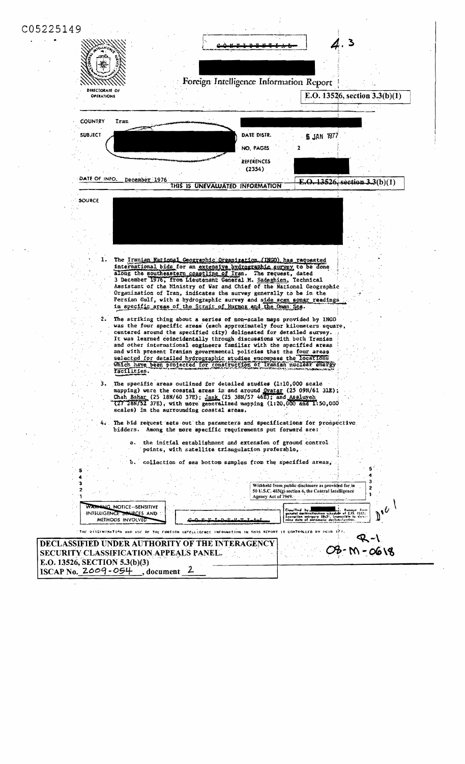C05225149

CONFIDENTIAL

4.3

DIRECTORATE OF OPERATIONS

Foreign Intelligence Information Report

E.O. 13526, section 3.3(b)(1)

| | | | |
|---|---|---|---|
| COUNTRY | Iran | | |
| SUBJECT | | DATE DISTR. | 5 JAN 1977 |
| | | NO. PAGES | 2 |
| | | REFERENCES (2354) | |
| DATE OF INFO. | December 1976 | | |

THIS IS UNEVALUATED INFORMATION

E.O. 13526, section 3.3(b)(1)

SOURCE

1. The Iranian National Geographic Organization (INGO) has requested international bids for an extensive hydrographic survey to be done along the southeastern coastline of Iran. The request, dated 3 December 1976, from Lieutenant General M. Sadeghien, Technical Assistant of the Ministry of War and Chief of the National Geographic Organization of Iran, indicates the survey generally to be in the Persian Gulf, with a hydrographic survey and side scan sonar readings in specific areas of the Strait of Hurmoz and the Oman Sea.

2. The striking thing about a series of non-scale maps provided by INGO was the four specific areas (each approximately four kilometers square, centered around the specified city) delineated for detailed survey. It was learned coincidentally through discussions with both Iranian and other international engineers familiar with the specified areas and with present Iranian governmental policies that the four areas selected for detailed hydrographic studies encompass the locations which have been projected for construction of Iranian nuclear energy facilities.

3. The specific areas outlined for detailed studies (1:10,000 scale mapping) were the coastal areas in and around Gvatar (25 09N/61 31E); Chah Bahar (25 18N/60 37E); Jask (25 38N/57 46E); and Asaluyeh (27 28N/52 37E), with more generalized mapping (1:20,000 and 1:50,000 scales) in the surrounding coastal areas.

4. The bid request sets out the parameters and specifications for prospective bidders. Among the more specific requirements put forward are:

   a. the initial establishment and extension of ground control points, with satellite triangulation preferable,

   b. collection of sea bottom samples from the specified areas,

Withheld from public disclosure as provided for in 50 U.S.C. 403(g) section 6, the Central Intelligence Agency Act of 1949.

WARNING NOTICE--SENSITIVE INTELLIGENCE SOURCES AND METHODS INVOLVED

CONFIDENTIAL

Classified by ______. Exempt from general declassification schedule of E.O. 11652. Exemption category 5B(2). Impossible to determine date of automatic declassification.

THE DISSEMINATION AND USE OF THE FOREIGN INTELLIGENCE INFORMATION IN THIS REPORT IS CONTROLLED BY DCID 1/7.

R-1

08-M-0618

DECLASSIFIED UNDER AUTHORITY OF THE INTERAGENCY SECURITY CLASSIFICATION APPEALS PANEL.
E.O. 13526, SECTION 5.3(b)(3)
ISCAP No. 2009-054, document 2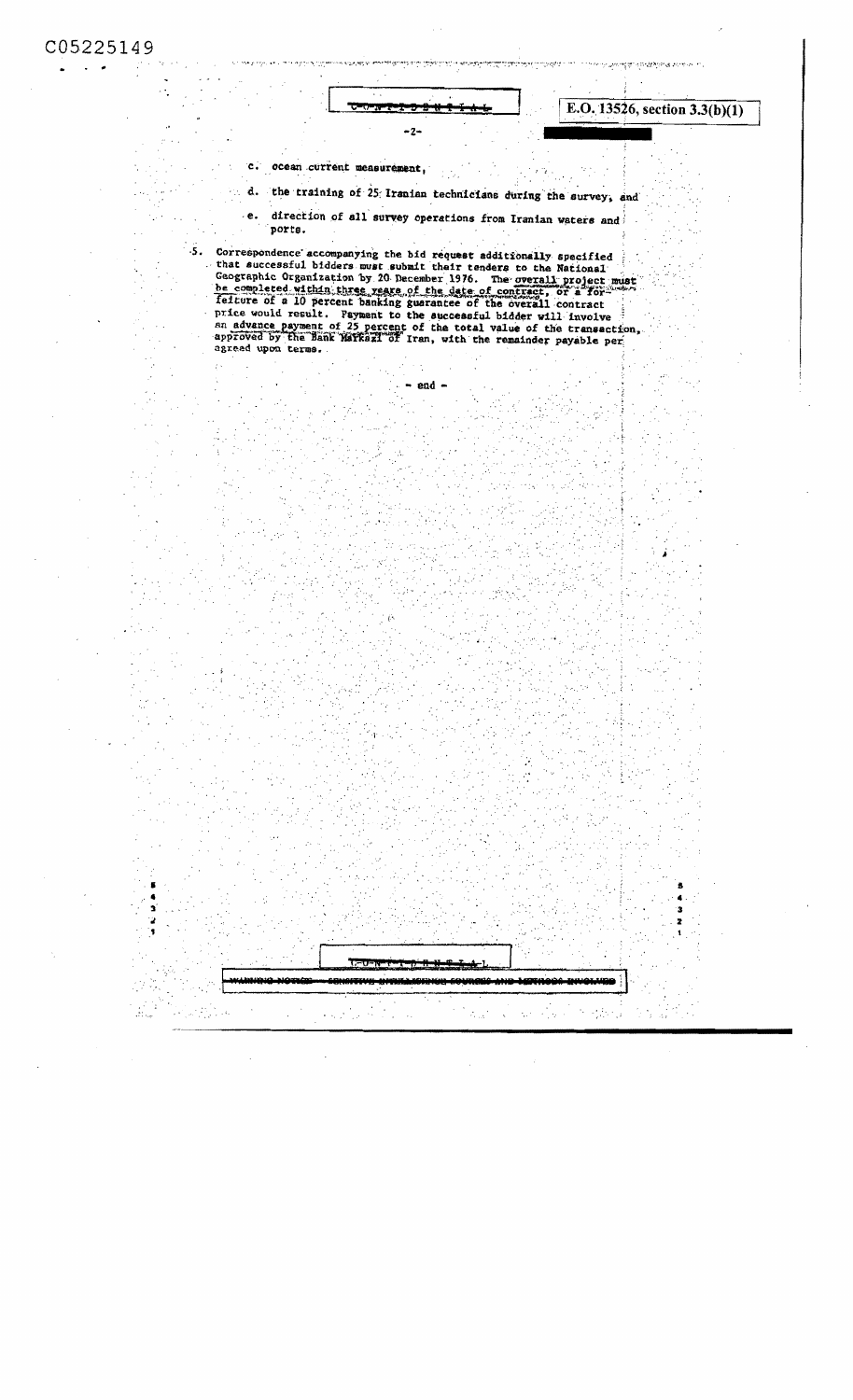C05225149

CONFIDENTIAL

E.O. 13526, section 3.3(b)(1)

c. ocean current measurement,

d. the training of 25 Iranian technicians during the survey, and

e. direction of all survey operations from Iranian waters and ports.

5. Correspondence accompanying the bid request additionally specified that successful bidders must submit their tenders to the National Geographic Organization by 20 December 1976. The overall project must be completed within three years of the date of contract, or a forfeiture of a 10 percent banking guarantee of the overall contract price would result. Payment to the successful bidder will involve an advance payment of 25 percent of the total value of the transaction, approved by the Bank Markazi of Iran, with the remainder payable per agreed upon terms.

- end -

CONFIDENTIAL

WARNING NOTICE—SENSITIVE INTELLIGENCE SOURCES AND METHODS INVOLVED